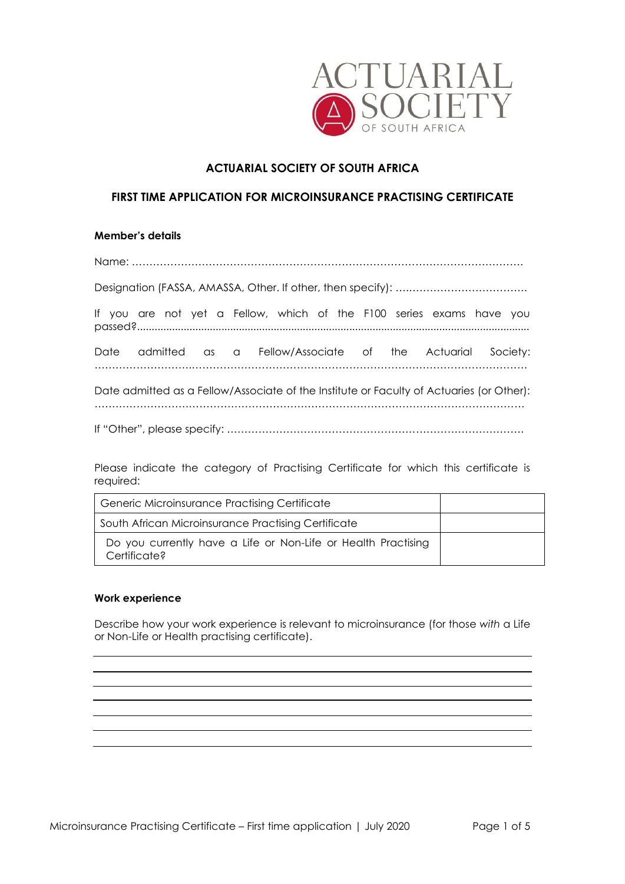ACTUARIAL SOCIETY OF SOUTH AFRICA

## ACTUARIAL SOCIETY OF SOUTH AFRICA

## FIRST TIME APPLICATION FOR MICROINSURANCE PRACTISING CERTIFICATE

**Member's details**

Name: …………………………………………………………………………………………………

Designation (FASSA, AMASSA, Other. If other, then specify): …………………………………

If you are not yet a Fellow, which of the F100 series exams have you passed?..........................................................................................................................................

Date admitted as a Fellow/Associate of the Actuarial Society: …………………………………………………………………………………………………………

Date admitted as a Fellow/Associate of the Institute or Faculty of Actuaries (or Other): …………………………………………………………………………………………………………

If "Other", please specify: …………………………………………………………………………

Please indicate the category of Practising Certificate for which this certificate is required:

| | |
|---|---|
| Generic Microinsurance Practising Certificate | |
| South African Microinsurance Practising Certificate | |
| Do you currently have a Life or Non-Life or Health Practising Certificate? | |

**Work experience**

Describe how your work experience is relevant to microinsurance (for those *with* a Life or Non-Life or Health practising certificate).

\_\_\_\_\_\_\_\_\_\_\_\_\_\_\_\_\_\_\_\_\_\_\_\_\_\_\_\_\_\_\_\_\_\_\_\_\_\_\_\_\_\_\_\_\_\_\_\_\_\_\_\_\_\_\_\_\_\_\_\_\_\_\_\_\_\_\_\_\_\_\_\_\_\_\_\_

\_\_\_\_\_\_\_\_\_\_\_\_\_\_\_\_\_\_\_\_\_\_\_\_\_\_\_\_\_\_\_\_\_\_\_\_\_\_\_\_\_\_\_\_\_\_\_\_\_\_\_\_\_\_\_\_\_\_\_\_\_\_\_\_\_\_\_\_\_\_\_\_\_\_\_\_

\_\_\_\_\_\_\_\_\_\_\_\_\_\_\_\_\_\_\_\_\_\_\_\_\_\_\_\_\_\_\_\_\_\_\_\_\_\_\_\_\_\_\_\_\_\_\_\_\_\_\_\_\_\_\_\_\_\_\_\_\_\_\_\_\_\_\_\_\_\_\_\_\_\_\_\_

\_\_\_\_\_\_\_\_\_\_\_\_\_\_\_\_\_\_\_\_\_\_\_\_\_\_\_\_\_\_\_\_\_\_\_\_\_\_\_\_\_\_\_\_\_\_\_\_\_\_\_\_\_\_\_\_\_\_\_\_\_\_\_\_\_\_\_\_\_\_\_\_\_\_\_\_

\_\_\_\_\_\_\_\_\_\_\_\_\_\_\_\_\_\_\_\_\_\_\_\_\_\_\_\_\_\_\_\_\_\_\_\_\_\_\_\_\_\_\_\_\_\_\_\_\_\_\_\_\_\_\_\_\_\_\_\_\_\_\_\_\_\_\_\_\_\_\_\_\_\_\_\_

\_\_\_\_\_\_\_\_\_\_\_\_\_\_\_\_\_\_\_\_\_\_\_\_\_\_\_\_\_\_\_\_\_\_\_\_\_\_\_\_\_\_\_\_\_\_\_\_\_\_\_\_\_\_\_\_\_\_\_\_\_\_\_\_\_\_\_\_\_\_\_\_\_\_\_\_

\_\_\_\_\_\_\_\_\_\_\_\_\_\_\_\_\_\_\_\_\_\_\_\_\_\_\_\_\_\_\_\_\_\_\_\_\_\_\_\_\_\_\_\_\_\_\_\_\_\_\_\_\_\_\_\_\_\_\_\_\_\_\_\_\_\_\_\_\_\_\_\_\_\_\_\_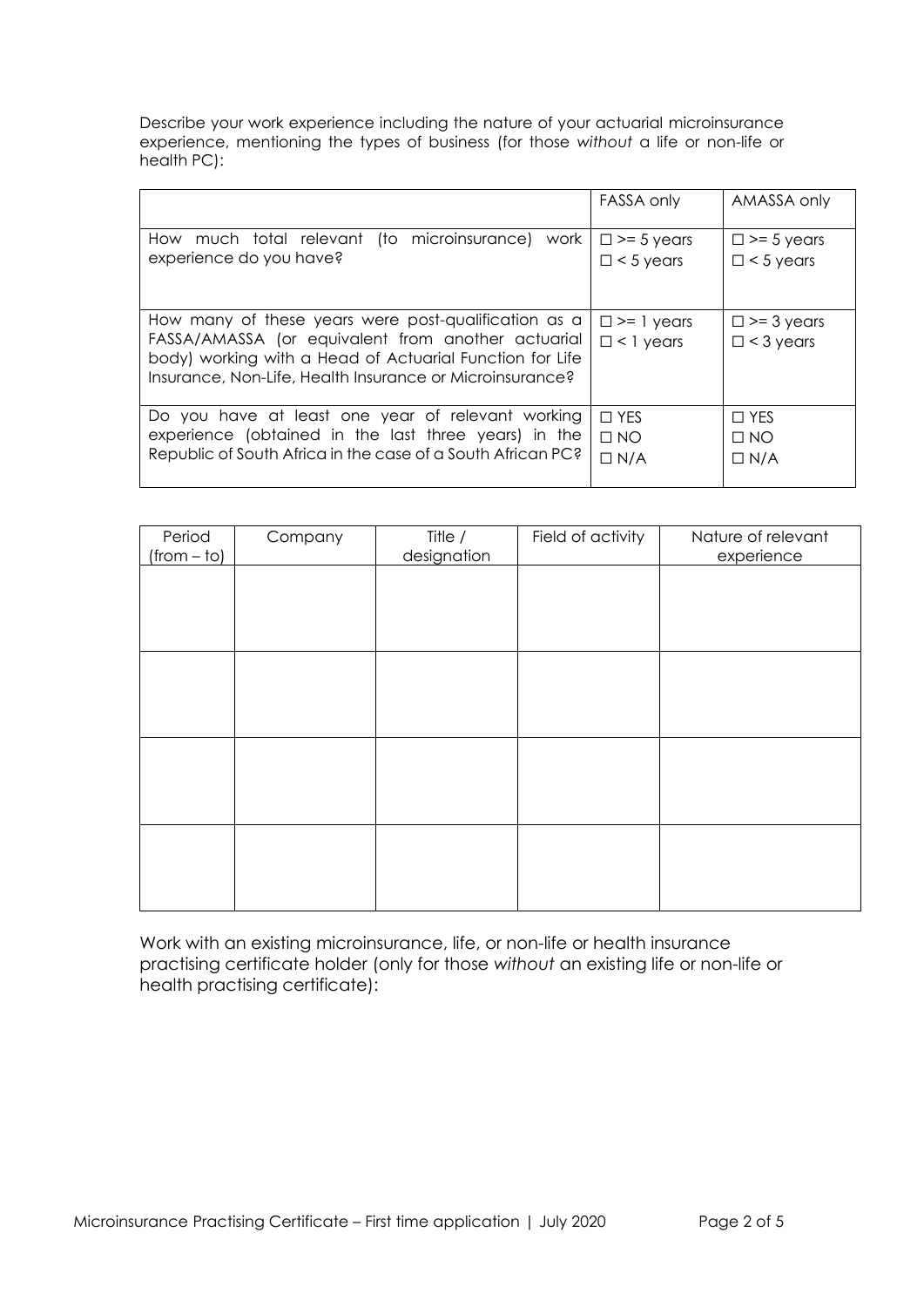Describe your work experience including the nature of your actuarial microinsurance experience, mentioning the types of business (for those *without* a life or non-life or health PC):

| | FASSA only | AMASSA only |
|---|---|---|
| How much total relevant (to microinsurance) work experience do you have? | ☐ >= 5 years<br>☐ < 5 years | ☐ >= 5 years<br>☐ < 5 years |
| How many of these years were post-qualification as a FASSA/AMASSA (or equivalent from another actuarial body) working with a Head of Actuarial Function for Life Insurance, Non-Life, Health Insurance or Microinsurance? | ☐ >= 1 years<br>☐ < 1 years | ☐ >= 3 years<br>☐ < 3 years |
| Do you have at least one year of relevant working experience (obtained in the last three years) in the Republic of South Africa in the case of a South African PC? | ☐ YES<br>☐ NO<br>☐ N/A | ☐ YES<br>☐ NO<br>☐ N/A |

| Period (from – to) | Company | Title / designation | Field of activity | Nature of relevant experience |
|---|---|---|---|---|
| | | | | |
| | | | | |
| | | | | |
| | | | | |

Work with an existing microinsurance, life, or non-life or health insurance practising certificate holder (only for those *without* an existing life or non-life or health practising certificate):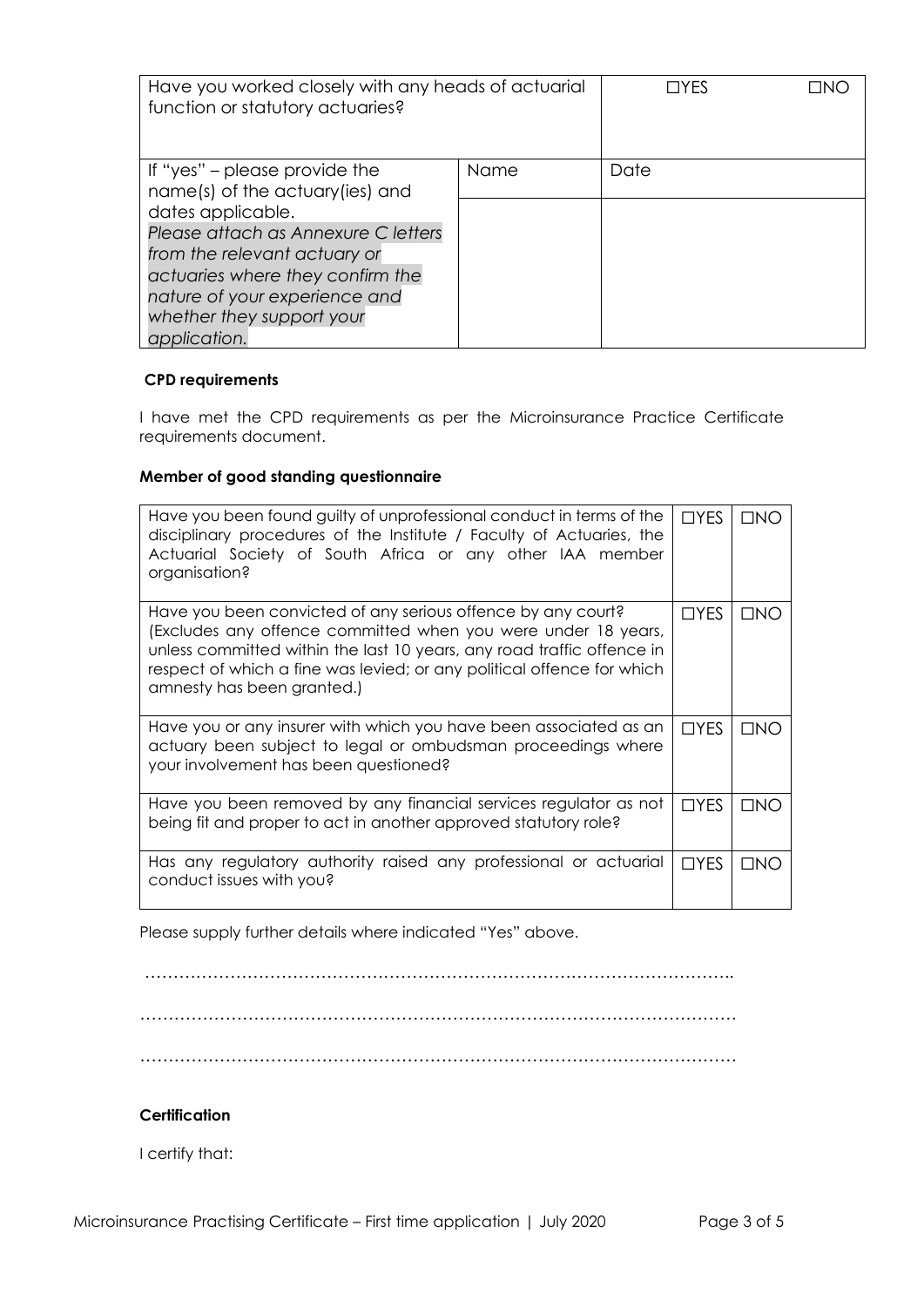| Have you worked closely with any heads of actuarial function or statutory actuaries? | | ☐YES ☐NO |
|---|---|---|
| If "yes" – please provide the name(s) of the actuary(ies) and dates applicable. *Please attach as Annexure C letters from the relevant actuary or actuaries where they confirm the nature of your experience and whether they support your application.* | Name | Date |
| | | |

**CPD requirements**

I have met the CPD requirements as per the Microinsurance Practice Certificate requirements document.

**Member of good standing questionnaire**

| Question | | |
|---|---|---|
| Have you been found guilty of unprofessional conduct in terms of the disciplinary procedures of the Institute / Faculty of Actuaries, the Actuarial Society of South Africa or any other IAA member organisation? | ☐YES | ☐NO |
| Have you been convicted of any serious offence by any court? (Excludes any offence committed when you were under 18 years, unless committed within the last 10 years, any road traffic offence in respect of which a fine was levied; or any political offence for which amnesty has been granted.) | ☐YES | ☐NO |
| Have you or any insurer with which you have been associated as an actuary been subject to legal or ombudsman proceedings where your involvement has been questioned? | ☐YES | ☐NO |
| Have you been removed by any financial services regulator as not being fit and proper to act in another approved statutory role? | ☐YES | ☐NO |
| Has any regulatory authority raised any professional or actuarial conduct issues with you? | ☐YES | ☐NO |

Please supply further details where indicated "Yes" above.

…………………………………………………………………………………………..

……………………………………………………………………………………………

……………………………………………………………………………………………

**Certification**

I certify that: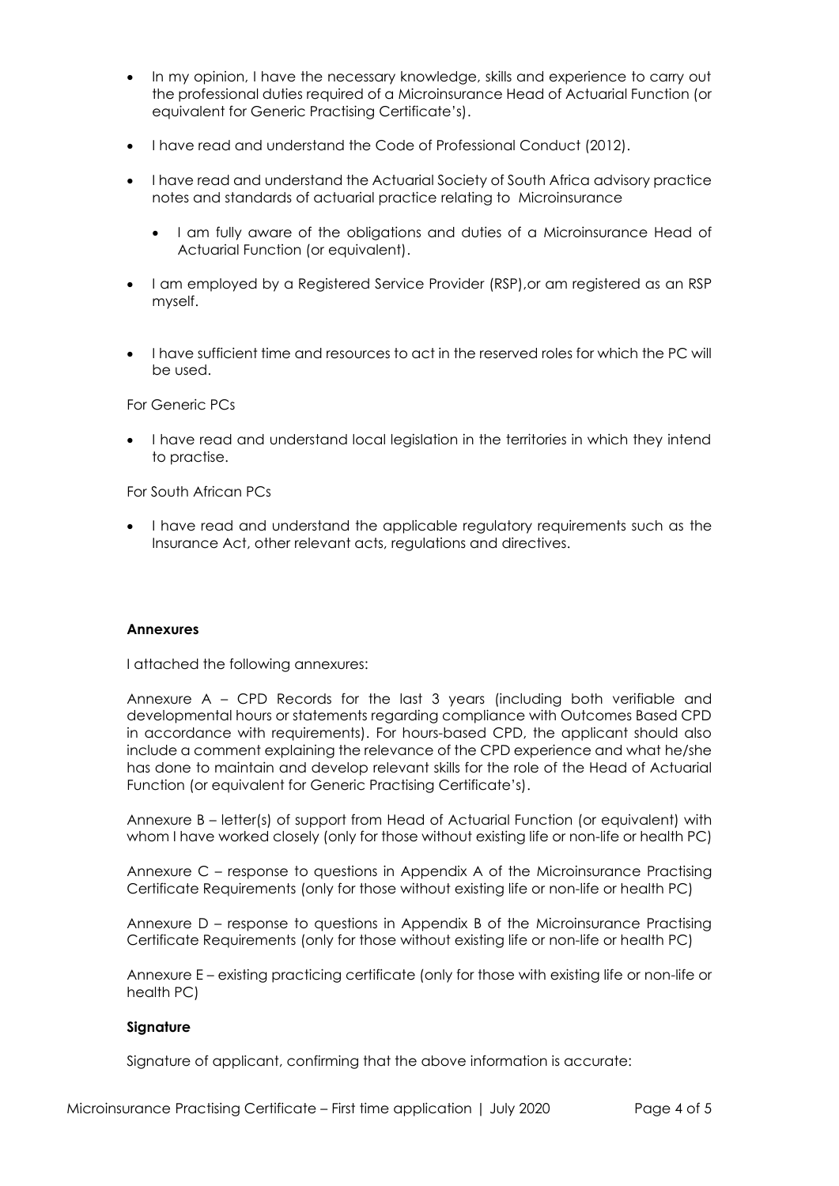- In my opinion, I have the necessary knowledge, skills and experience to carry out the professional duties required of a Microinsurance Head of Actuarial Function (or equivalent for Generic Practising Certificate's).
- I have read and understand the Code of Professional Conduct (2012).
- I have read and understand the Actuarial Society of South Africa advisory practice notes and standards of actuarial practice relating to Microinsurance
  - I am fully aware of the obligations and duties of a Microinsurance Head of Actuarial Function (or equivalent).
- I am employed by a Registered Service Provider (RSP),or am registered as an RSP myself.
- I have sufficient time and resources to act in the reserved roles for which the PC will be used.

For Generic PCs

- I have read and understand local legislation in the territories in which they intend to practise.

For South African PCs

- I have read and understand the applicable regulatory requirements such as the Insurance Act, other relevant acts, regulations and directives.

**Annexures**

I attached the following annexures:

Annexure A – CPD Records for the last 3 years (including both verifiable and developmental hours or statements regarding compliance with Outcomes Based CPD in accordance with requirements). For hours-based CPD, the applicant should also include a comment explaining the relevance of the CPD experience and what he/she has done to maintain and develop relevant skills for the role of the Head of Actuarial Function (or equivalent for Generic Practising Certificate's).

Annexure B – letter(s) of support from Head of Actuarial Function (or equivalent) with whom I have worked closely (only for those without existing life or non-life or health PC)

Annexure C – response to questions in Appendix A of the Microinsurance Practising Certificate Requirements (only for those without existing life or non-life or health PC)

Annexure D – response to questions in Appendix B of the Microinsurance Practising Certificate Requirements (only for those without existing life or non-life or health PC)

Annexure E – existing practicing certificate (only for those with existing life or non-life or health PC)

**Signature**

Signature of applicant, confirming that the above information is accurate: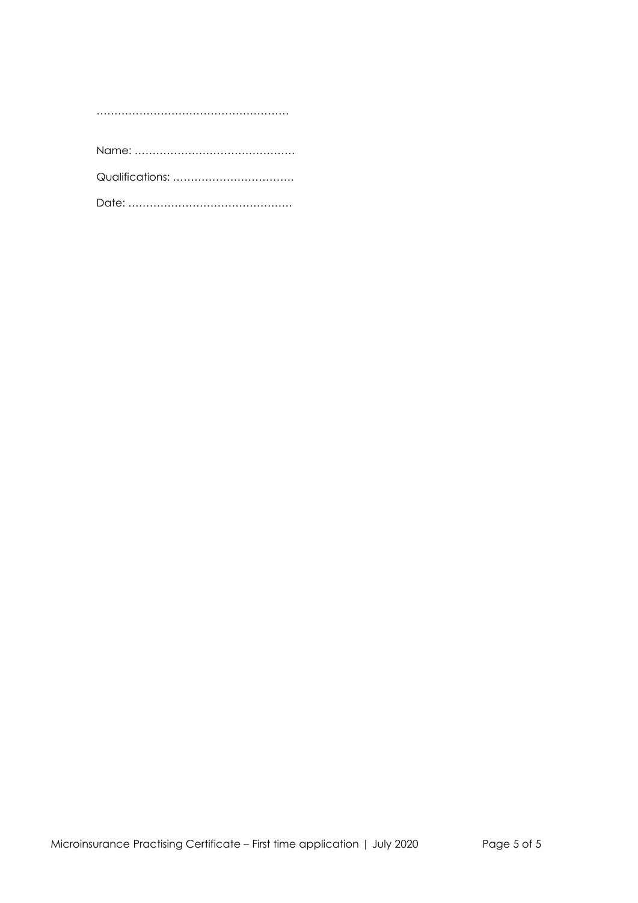………………………………………………

Name: ………………………………………

Qualifications: …………………………….

Date: ……………………………………….